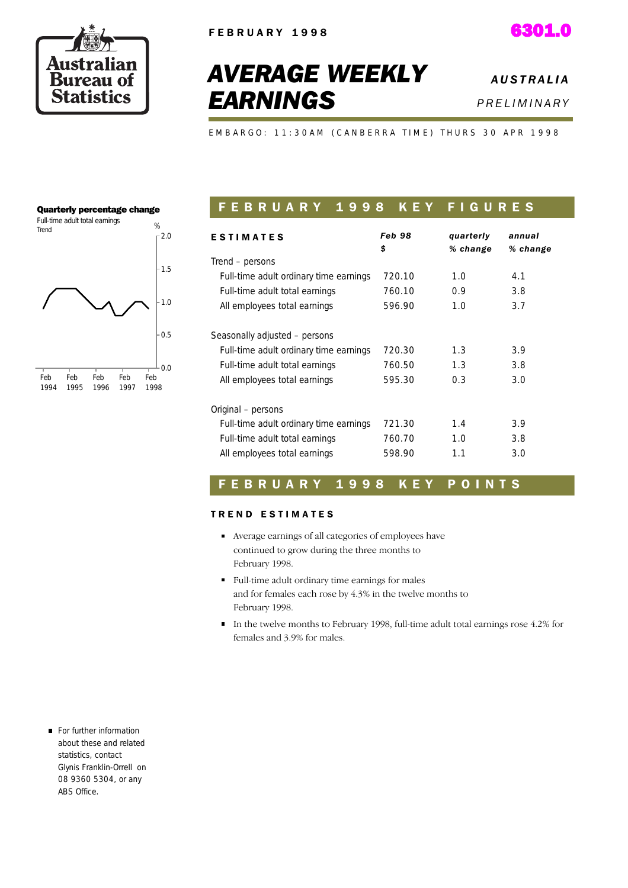FEBRUARY 1998

**6301.0**

# AVERAGE WEEKLY EARNINGS

*AUSTRALIA*

*PRELIMINARY*

EMBARGO: 11:30AM (CANBERRA TIME) THURS 30 APR 1998

**Quarterly percentage change**

Full-time adult total earnings

Trend

## FEBRUARY 1998 KEY FIGURES

| ESTIMATES | Feb 98 $ | quarterly % change | annual % change |
|---|---|---|---|
| Trend – persons | | | |
| Full-time adult ordinary time earnings | 720.10 | 1.0 | 4.1 |
| Full-time adult total earnings | 760.10 | 0.9 | 3.8 |
| All employees total earnings | 596.90 | 1.0 | 3.7 |
| Seasonally adjusted – persons | | | |
| Full-time adult ordinary time earnings | 720.30 | 1.3 | 3.9 |
| Full-time adult total earnings | 760.50 | 1.3 | 3.8 |
| All employees total earnings | 595.30 | 0.3 | 3.0 |
| Original – persons | | | |
| Full-time adult ordinary time earnings | 721.30 | 1.4 | 3.9 |
| Full-time adult total earnings | 760.70 | 1.0 | 3.8 |
| All employees total earnings | 598.90 | 1.1 | 3.0 |

## FEBRUARY 1998 KEY POINTS

### TREND ESTIMATES

- Average earnings of all categories of employees have continued to grow during the three months to February 1998.
- Full-time adult ordinary time earnings for males and for females each rose by 4.3% in the twelve months to February 1998.
- In the twelve months to February 1998, full-time adult total earnings rose 4.2% for females and 3.9% for males.

- For further information about these and related statistics, contact Glynis Franklin-Orrell on 08 9360 5304, or any ABS Office.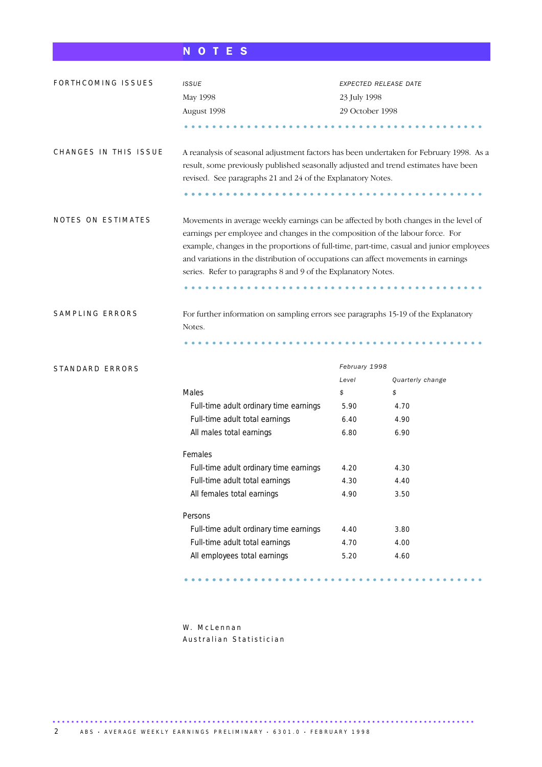# NOTES

## FORTHCOMING ISSUES

| *ISSUE* | *EXPECTED RELEASE DATE* |
|---|---|
| May 1998 | 23 July 1998 |
| August 1998 | 29 October 1998 |

## CHANGES IN THIS ISSUE

A reanalysis of seasonal adjustment factors has been undertaken for February 1998. As a result, some previously published seasonally adjusted and trend estimates have been revised. See paragraphs 21 and 24 of the Explanatory Notes.

## NOTES ON ESTIMATES

Movements in average weekly earnings can be affected by both changes in the level of earnings per employee and changes in the composition of the labour force. For example, changes in the proportions of full-time, part-time, casual and junior employees and variations in the distribution of occupations can affect movements in earnings series. Refer to paragraphs 8 and 9 of the Explanatory Notes.

## SAMPLING ERRORS

For further information on sampling errors see paragraphs 15-19 of the Explanatory Notes.

## STANDARD ERRORS

| | *February 1998* | |
|---|---|---|
| | *Level* | *Quarterly change* |
| **Males** | $ | $ |
| Full-time adult ordinary time earnings | 5.90 | 4.70 |
| Full-time adult total earnings | 6.40 | 4.90 |
| All males total earnings | 6.80 | 6.90 |
| **Females** | | |
| Full-time adult ordinary time earnings | 4.20 | 4.30 |
| Full-time adult total earnings | 4.30 | 4.40 |
| All females total earnings | 4.90 | 3.50 |
| **Persons** | | |
| Full-time adult ordinary time earnings | 4.40 | 3.80 |
| Full-time adult total earnings | 4.70 | 4.00 |
| All employees total earnings | 5.20 | 4.60 |

W. McLennan
Australian Statistician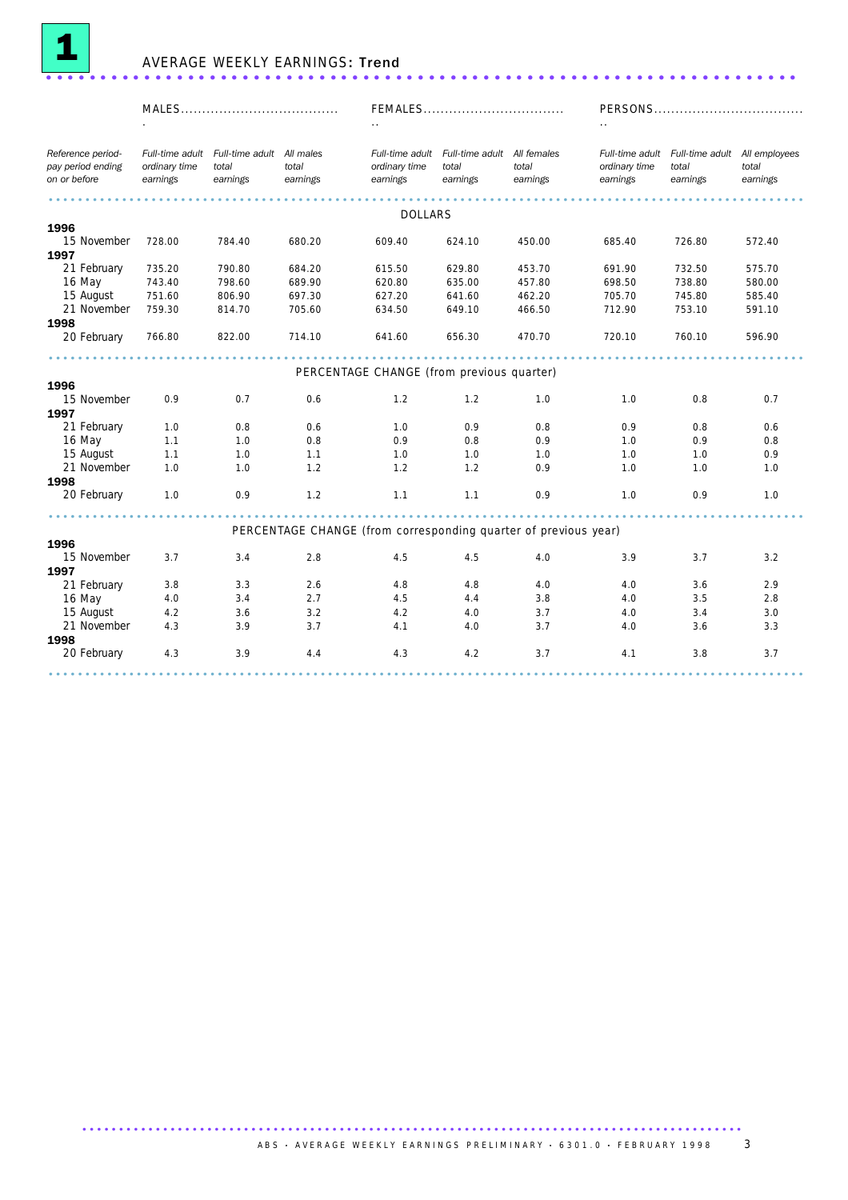# 1 AVERAGE WEEKLY EARNINGS: Trend

| Reference period-pay period ending on or before | MALES | | | FEMALES | | | PERSONS | | |
|---|---|---|---|---|---|---|---|---|---|
| | *Full-time adult ordinary time earnings* | *Full-time adult total earnings* | *All males total earnings* | *Full-time adult ordinary time earnings* | *Full-time adult total earnings* | *All females total earnings* | *Full-time adult ordinary time earnings* | *Full-time adult total earnings* | *All employees total earnings* |
| | | | | | DOLLARS | | | | |
| **1996** | | | | | | | | | |
| 15 November | 728.00 | 784.40 | 680.20 | 609.40 | 624.10 | 450.00 | 685.40 | 726.80 | 572.40 |
| **1997** | | | | | | | | | |
| 21 February | 735.20 | 790.80 | 684.20 | 615.50 | 629.80 | 453.70 | 691.90 | 732.50 | 575.70 |
| 16 May | 743.40 | 798.60 | 689.90 | 620.80 | 635.00 | 457.80 | 698.50 | 738.80 | 580.00 |
| 15 August | 751.60 | 806.90 | 697.30 | 627.20 | 641.60 | 462.20 | 705.70 | 745.80 | 585.40 |
| 21 November | 759.30 | 814.70 | 705.60 | 634.50 | 649.10 | 466.50 | 712.90 | 753.10 | 591.10 |
| **1998** | | | | | | | | | |
| 20 February | 766.80 | 822.00 | 714.10 | 641.60 | 656.30 | 470.70 | 720.10 | 760.10 | 596.90 |
| | | | | | PERCENTAGE CHANGE (from previous quarter) | | | | |
| **1996** | | | | | | | | | |
| 15 November | 0.9 | 0.7 | 0.6 | 1.2 | 1.2 | 1.0 | 1.0 | 0.8 | 0.7 |
| **1997** | | | | | | | | | |
| 21 February | 1.0 | 0.8 | 0.6 | 1.0 | 0.9 | 0.8 | 0.9 | 0.8 | 0.6 |
| 16 May | 1.1 | 1.0 | 0.8 | 0.9 | 0.8 | 0.9 | 1.0 | 0.9 | 0.8 |
| 15 August | 1.1 | 1.0 | 1.1 | 1.0 | 1.0 | 1.0 | 1.0 | 1.0 | 0.9 |
| 21 November | 1.0 | 1.0 | 1.2 | 1.2 | 1.2 | 0.9 | 1.0 | 1.0 | 1.0 |
| **1998** | | | | | | | | | |
| 20 February | 1.0 | 0.9 | 1.2 | 1.1 | 1.1 | 0.9 | 1.0 | 0.9 | 1.0 |
| | | | | | PERCENTAGE CHANGE (from corresponding quarter of previous year) | | | | |
| **1996** | | | | | | | | | |
| 15 November | 3.7 | 3.4 | 2.8 | 4.5 | 4.5 | 4.0 | 3.9 | 3.7 | 3.2 |
| **1997** | | | | | | | | | |
| 21 February | 3.8 | 3.3 | 2.6 | 4.8 | 4.8 | 4.0 | 4.0 | 3.6 | 2.9 |
| 16 May | 4.0 | 3.4 | 2.7 | 4.5 | 4.4 | 3.8 | 4.0 | 3.5 | 2.8 |
| 15 August | 4.2 | 3.6 | 3.2 | 4.2 | 4.0 | 3.7 | 4.0 | 3.4 | 3.0 |
| 21 November | 4.3 | 3.9 | 3.7 | 4.1 | 4.0 | 3.7 | 4.0 | 3.6 | 3.3 |
| **1998** | | | | | | | | | |
| 20 February | 4.3 | 3.9 | 4.4 | 4.3 | 4.2 | 3.7 | 4.1 | 3.8 | 3.7 |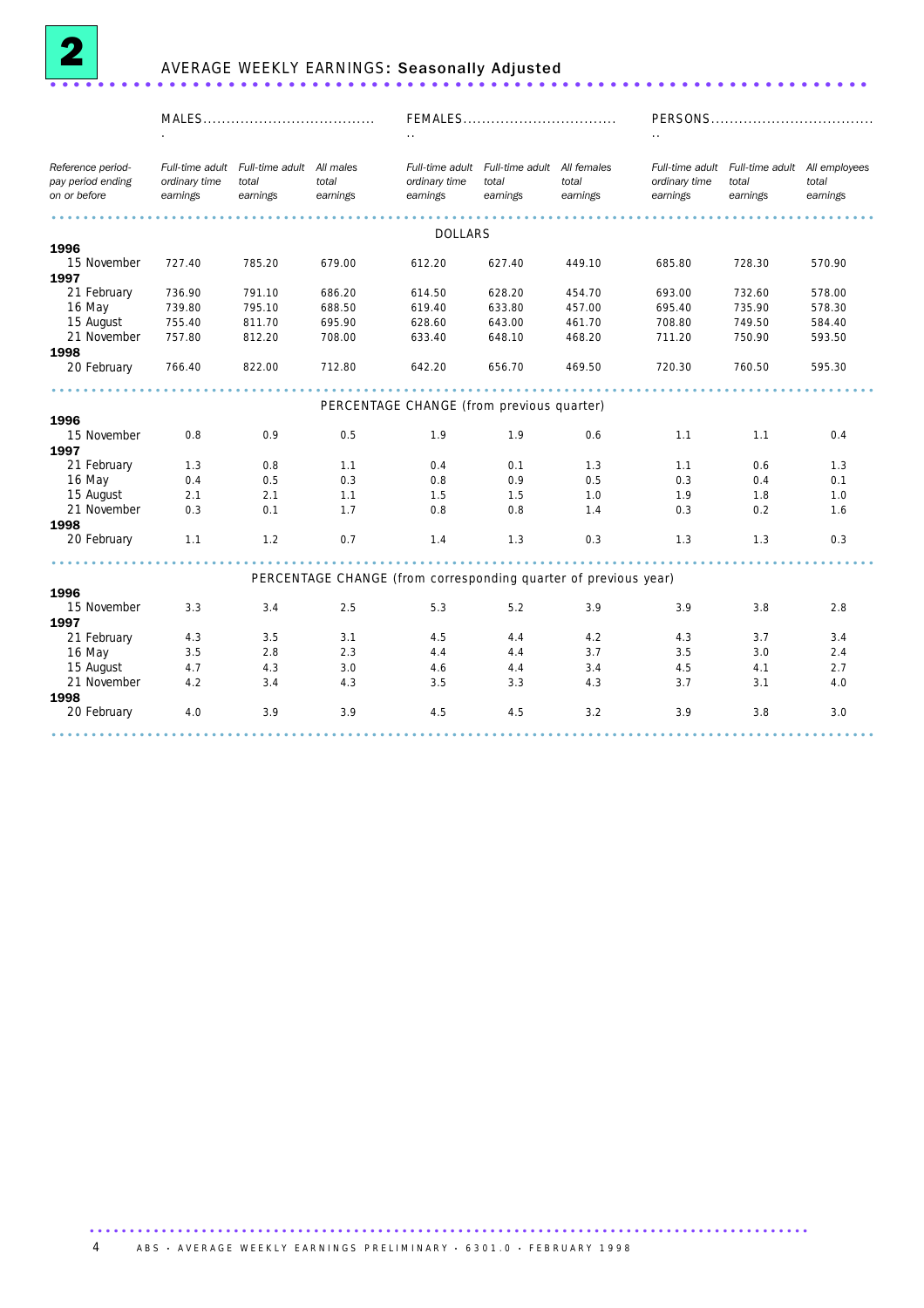# 2 AVERAGE WEEKLY EARNINGS: Seasonally Adjusted

| Reference period-pay period ending on or before | MALES | | | FEMALES | | | PERSONS | | |
|---|---|---|---|---|---|---|---|---|---|
| | *Full-time adult ordinary time earnings* | *Full-time adult total earnings* | *All males total earnings* | *Full-time adult ordinary time earnings* | *Full-time adult total earnings* | *All females total earnings* | *Full-time adult ordinary time earnings* | *Full-time adult total earnings* | *All employees total earnings* |
| | | | | | DOLLARS | | | | |
| **1996** | | | | | | | | | |
| 15 November | 727.40 | 785.20 | 679.00 | 612.20 | 627.40 | 449.10 | 685.80 | 728.30 | 570.90 |
| **1997** | | | | | | | | | |
| 21 February | 736.90 | 791.10 | 686.20 | 614.50 | 628.20 | 454.70 | 693.00 | 732.60 | 578.00 |
| 16 May | 739.80 | 795.10 | 688.50 | 619.40 | 633.80 | 457.00 | 695.40 | 735.90 | 578.30 |
| 15 August | 755.40 | 811.70 | 695.90 | 628.60 | 643.00 | 461.70 | 708.80 | 749.50 | 584.40 |
| 21 November | 757.80 | 812.20 | 708.00 | 633.40 | 648.10 | 468.20 | 711.20 | 750.90 | 593.50 |
| **1998** | | | | | | | | | |
| 20 February | 766.40 | 822.00 | 712.80 | 642.20 | 656.70 | 469.50 | 720.30 | 760.50 | 595.30 |
| | | | | PERCENTAGE CHANGE (from previous quarter) | | | | | |
| **1996** | | | | | | | | | |
| 15 November | 0.8 | 0.9 | 0.5 | 1.9 | 1.9 | 0.6 | 1.1 | 1.1 | 0.4 |
| **1997** | | | | | | | | | |
| 21 February | 1.3 | 0.8 | 1.1 | 0.4 | 0.1 | 1.3 | 1.1 | 0.6 | 1.3 |
| 16 May | 0.4 | 0.5 | 0.3 | 0.8 | 0.9 | 0.5 | 0.3 | 0.4 | 0.1 |
| 15 August | 2.1 | 2.1 | 1.1 | 1.5 | 1.5 | 1.0 | 1.9 | 1.8 | 1.0 |
| 21 November | 0.3 | 0.1 | 1.7 | 0.8 | 0.8 | 1.4 | 0.3 | 0.2 | 1.6 |
| **1998** | | | | | | | | | |
| 20 February | 1.1 | 1.2 | 0.7 | 1.4 | 1.3 | 0.3 | 1.3 | 1.3 | 0.3 |
| | | | | PERCENTAGE CHANGE (from corresponding quarter of previous year) | | | | | |
| **1996** | | | | | | | | | |
| 15 November | 3.3 | 3.4 | 2.5 | 5.3 | 5.2 | 3.9 | 3.9 | 3.8 | 2.8 |
| **1997** | | | | | | | | | |
| 21 February | 4.3 | 3.5 | 3.1 | 4.5 | 4.4 | 4.2 | 4.3 | 3.7 | 3.4 |
| 16 May | 3.5 | 2.8 | 2.3 | 4.4 | 4.4 | 3.7 | 3.5 | 3.0 | 2.4 |
| 15 August | 4.7 | 4.3 | 3.0 | 4.6 | 4.4 | 3.4 | 4.5 | 4.1 | 2.7 |
| 21 November | 4.2 | 3.4 | 4.3 | 3.5 | 3.3 | 4.3 | 3.7 | 3.1 | 4.0 |
| **1998** | | | | | | | | | |
| 20 February | 4.0 | 3.9 | 3.9 | 4.5 | 4.5 | 3.2 | 3.9 | 3.8 | 3.0 |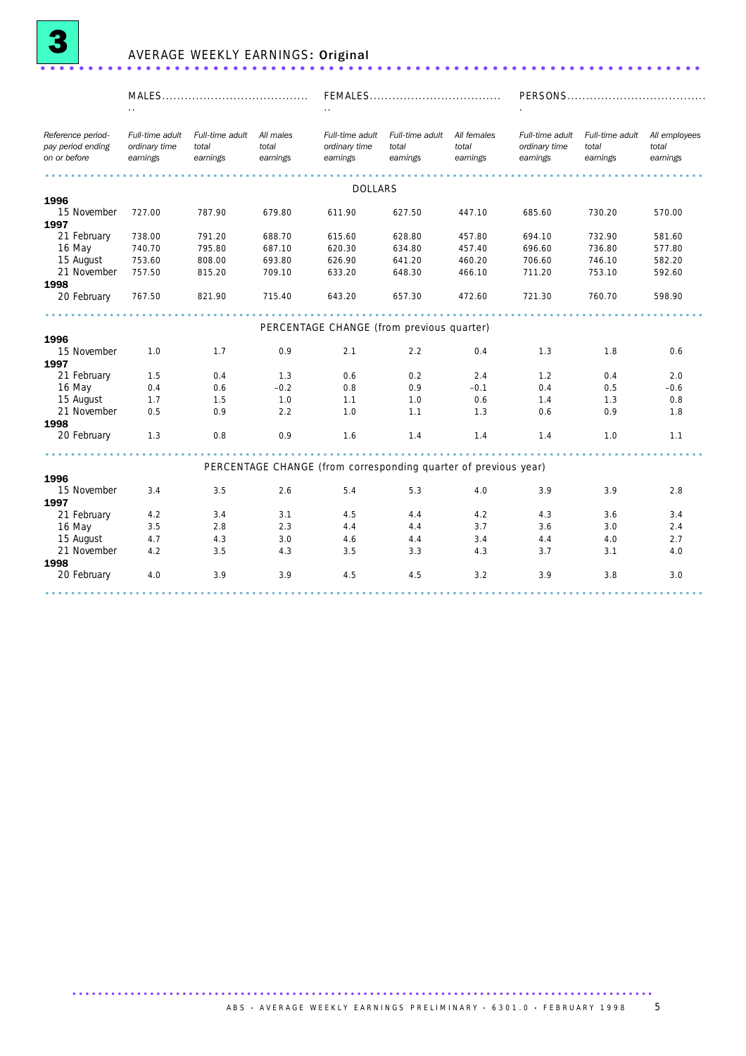# 3 AVERAGE WEEKLY EARNINGS: Original

| Reference period-pay period ending on or before | MALES | | | FEMALES | | | PERSONS | | |
|---|---|---|---|---|---|---|---|---|---|
| | Full-time adult ordinary time earnings | Full-time adult total earnings | All males total earnings | Full-time adult ordinary time earnings | Full-time adult total earnings | All females total earnings | Full-time adult ordinary time earnings | Full-time adult total earnings | All employees total earnings |
| | | | | | DOLLARS | | | | |
| **1996** | | | | | | | | | |
| 15 November | 727.00 | 787.90 | 679.80 | 611.90 | 627.50 | 447.10 | 685.60 | 730.20 | 570.00 |
| **1997** | | | | | | | | | |
| 21 February | 738.00 | 791.20 | 688.70 | 615.60 | 628.80 | 457.80 | 694.10 | 732.90 | 581.60 |
| 16 May | 740.70 | 795.80 | 687.10 | 620.30 | 634.80 | 457.40 | 696.60 | 736.80 | 577.80 |
| 15 August | 753.60 | 808.00 | 693.80 | 626.90 | 641.20 | 460.20 | 706.60 | 746.10 | 582.20 |
| 21 November | 757.50 | 815.20 | 709.10 | 633.20 | 648.30 | 466.10 | 711.20 | 753.10 | 592.60 |
| **1998** | | | | | | | | | |
| 20 February | 767.50 | 821.90 | 715.40 | 643.20 | 657.30 | 472.60 | 721.30 | 760.70 | 598.90 |
| | | | | | PERCENTAGE CHANGE (from previous quarter) | | | | |
| **1996** | | | | | | | | | |
| 15 November | 1.0 | 1.7 | 0.9 | 2.1 | 2.2 | 0.4 | 1.3 | 1.8 | 0.6 |
| **1997** | | | | | | | | | |
| 21 February | 1.5 | 0.4 | 1.3 | 0.6 | 0.2 | 2.4 | 1.2 | 0.4 | 2.0 |
| 16 May | 0.4 | 0.6 | −0.2 | 0.8 | 0.9 | −0.1 | 0.4 | 0.5 | −0.6 |
| 15 August | 1.7 | 1.5 | 1.0 | 1.1 | 1.0 | 0.6 | 1.4 | 1.3 | 0.8 |
| 21 November | 0.5 | 0.9 | 2.2 | 1.0 | 1.1 | 1.3 | 0.6 | 0.9 | 1.8 |
| **1998** | | | | | | | | | |
| 20 February | 1.3 | 0.8 | 0.9 | 1.6 | 1.4 | 1.4 | 1.4 | 1.0 | 1.1 |
| | | | | | PERCENTAGE CHANGE (from corresponding quarter of previous year) | | | | |
| **1996** | | | | | | | | | |
| 15 November | 3.4 | 3.5 | 2.6 | 5.4 | 5.3 | 4.0 | 3.9 | 3.9 | 2.8 |
| **1997** | | | | | | | | | |
| 21 February | 4.2 | 3.4 | 3.1 | 4.5 | 4.4 | 4.2 | 4.3 | 3.6 | 3.4 |
| 16 May | 3.5 | 2.8 | 2.3 | 4.4 | 4.4 | 3.7 | 3.6 | 3.0 | 2.4 |
| 15 August | 4.7 | 4.3 | 3.0 | 4.6 | 4.4 | 3.4 | 4.4 | 4.0 | 2.7 |
| 21 November | 4.2 | 3.5 | 4.3 | 3.5 | 3.3 | 4.3 | 3.7 | 3.1 | 4.0 |
| **1998** | | | | | | | | | |
| 20 February | 4.0 | 3.9 | 3.9 | 4.5 | 4.5 | 3.2 | 3.9 | 3.8 | 3.0 |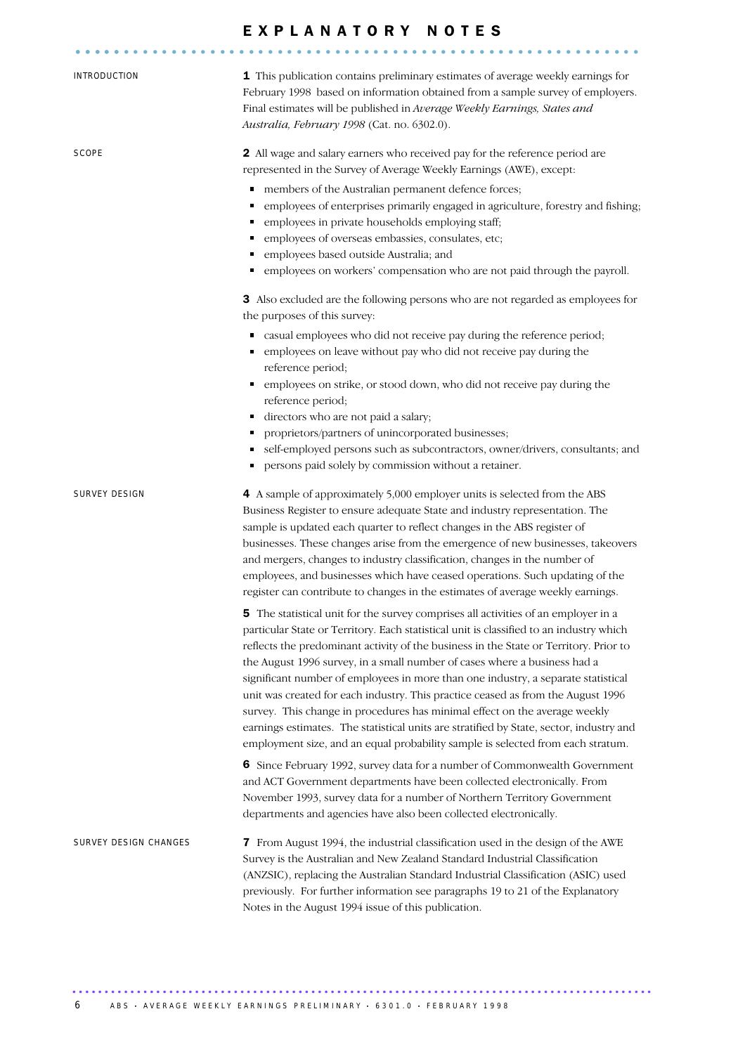# EXPLANATORY NOTES

## INTRODUCTION

**1** This publication contains preliminary estimates of average weekly earnings for February 1998 based on information obtained from a sample survey of employers. Final estimates will be published in *Average Weekly Earnings, States and Australia, February 1998* (Cat. no. 6302.0).

## SCOPE

**2** All wage and salary earners who received pay for the reference period are represented in the Survey of Average Weekly Earnings (AWE), except:

- members of the Australian permanent defence forces;
- employees of enterprises primarily engaged in agriculture, forestry and fishing;
- employees in private households employing staff;
- employees of overseas embassies, consulates, etc;
- employees based outside Australia; and
- employees on workers' compensation who are not paid through the payroll.

**3** Also excluded are the following persons who are not regarded as employees for the purposes of this survey:

- casual employees who did not receive pay during the reference period;
- employees on leave without pay who did not receive pay during the reference period;
- employees on strike, or stood down, who did not receive pay during the reference period;
- directors who are not paid a salary;
- proprietors/partners of unincorporated businesses;
- self-employed persons such as subcontractors, owner/drivers, consultants; and
- persons paid solely by commission without a retainer.

## SURVEY DESIGN

**4** A sample of approximately 5,000 employer units is selected from the ABS Business Register to ensure adequate State and industry representation. The sample is updated each quarter to reflect changes in the ABS register of businesses. These changes arise from the emergence of new businesses, takeovers and mergers, changes to industry classification, changes in the number of employees, and businesses which have ceased operations. Such updating of the register can contribute to changes in the estimates of average weekly earnings.

**5** The statistical unit for the survey comprises all activities of an employer in a particular State or Territory. Each statistical unit is classified to an industry which reflects the predominant activity of the business in the State or Territory. Prior to the August 1996 survey, in a small number of cases where a business had a significant number of employees in more than one industry, a separate statistical unit was created for each industry. This practice ceased as from the August 1996 survey. This change in procedures has minimal effect on the average weekly earnings estimates. The statistical units are stratified by State, sector, industry and employment size, and an equal probability sample is selected from each stratum.

**6** Since February 1992, survey data for a number of Commonwealth Government and ACT Government departments have been collected electronically. From November 1993, survey data for a number of Northern Territory Government departments and agencies have also been collected electronically.

## SURVEY DESIGN CHANGES

**7** From August 1994, the industrial classification used in the design of the AWE Survey is the Australian and New Zealand Standard Industrial Classification (ANZSIC), replacing the Australian Standard Industrial Classification (ASIC) used previously. For further information see paragraphs 19 to 21 of the Explanatory Notes in the August 1994 issue of this publication.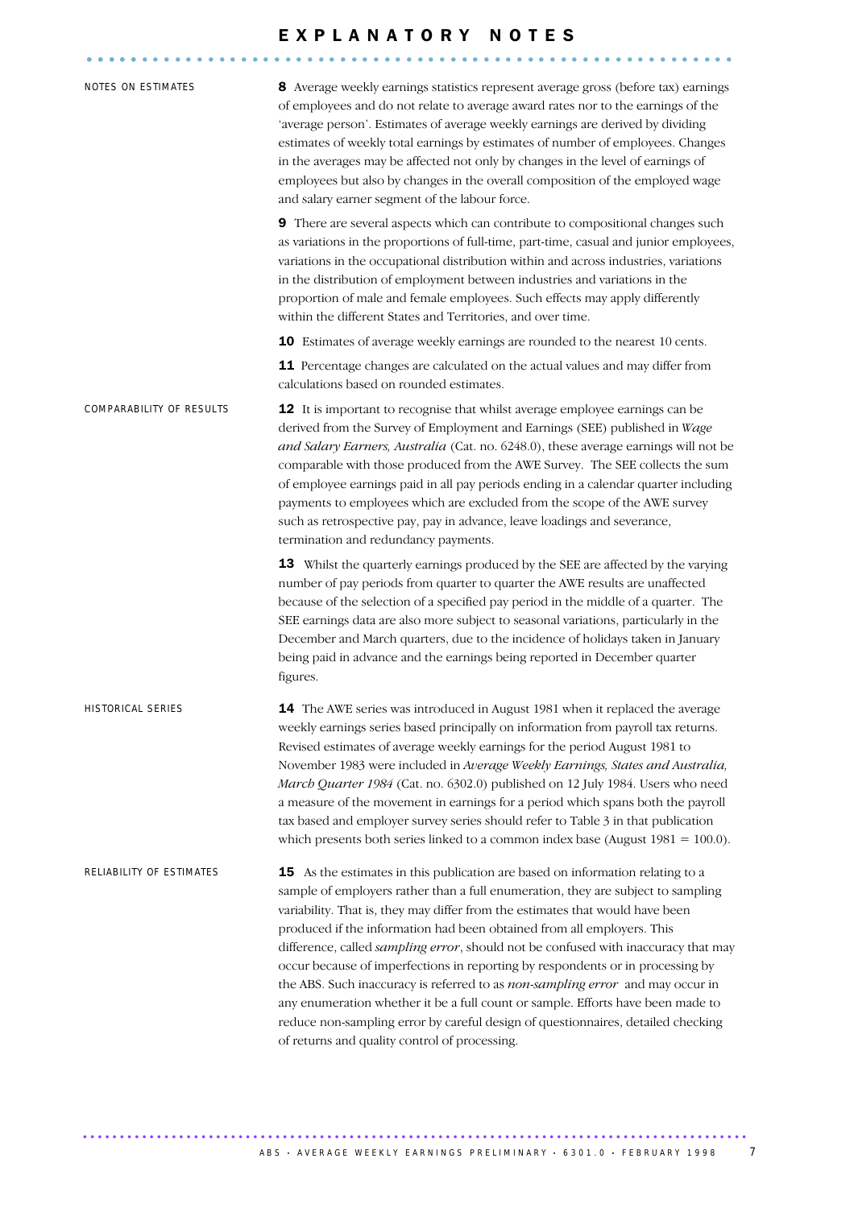# EXPLANATORY NOTES

### NOTES ON ESTIMATES

**8** Average weekly earnings statistics represent average gross (before tax) earnings of employees and do not relate to average award rates nor to the earnings of the 'average person'. Estimates of average weekly earnings are derived by dividing estimates of weekly total earnings by estimates of number of employees. Changes in the averages may be affected not only by changes in the level of earnings of employees but also by changes in the overall composition of the employed wage and salary earner segment of the labour force.

**9** There are several aspects which can contribute to compositional changes such as variations in the proportions of full-time, part-time, casual and junior employees, variations in the occupational distribution within and across industries, variations in the distribution of employment between industries and variations in the proportion of male and female employees. Such effects may apply differently within the different States and Territories, and over time.

**10** Estimates of average weekly earnings are rounded to the nearest 10 cents.

**11** Percentage changes are calculated on the actual values and may differ from calculations based on rounded estimates.

### COMPARABILITY OF RESULTS

**12** It is important to recognise that whilst average employee earnings can be derived from the Survey of Employment and Earnings (SEE) published in *Wage and Salary Earners, Australia* (Cat. no. 6248.0), these average earnings will not be comparable with those produced from the AWE Survey. The SEE collects the sum of employee earnings paid in all pay periods ending in a calendar quarter including payments to employees which are excluded from the scope of the AWE survey such as retrospective pay, pay in advance, leave loadings and severance, termination and redundancy payments.

**13** Whilst the quarterly earnings produced by the SEE are affected by the varying number of pay periods from quarter to quarter the AWE results are unaffected because of the selection of a specified pay period in the middle of a quarter. The SEE earnings data are also more subject to seasonal variations, particularly in the December and March quarters, due to the incidence of holidays taken in January being paid in advance and the earnings being reported in December quarter figures.

### HISTORICAL SERIES

**14** The AWE series was introduced in August 1981 when it replaced the average weekly earnings series based principally on information from payroll tax returns. Revised estimates of average weekly earnings for the period August 1981 to November 1983 were included in *Average Weekly Earnings, States and Australia, March Quarter 1984* (Cat. no. 6302.0) published on 12 July 1984. Users who need a measure of the movement in earnings for a period which spans both the payroll tax based and employer survey series should refer to Table 3 in that publication which presents both series linked to a common index base (August 1981 = 100.0).

### RELIABILITY OF ESTIMATES

**15** As the estimates in this publication are based on information relating to a sample of employers rather than a full enumeration, they are subject to sampling variability. That is, they may differ from the estimates that would have been produced if the information had been obtained from all employers. This difference, called *sampling error*, should not be confused with inaccuracy that may occur because of imperfections in reporting by respondents or in processing by the ABS. Such inaccuracy is referred to as *non-sampling error* and may occur in any enumeration whether it be a full count or sample. Efforts have been made to reduce non-sampling error by careful design of questionnaires, detailed checking of returns and quality control of processing.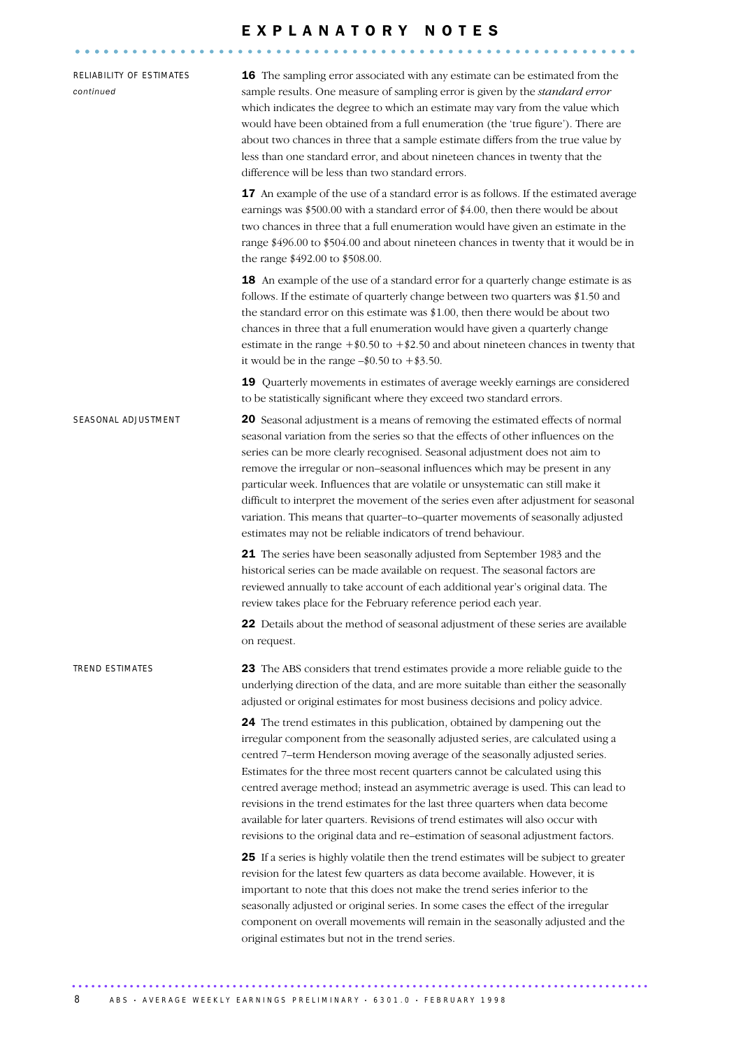# EXPLANATORY NOTES

## RELIABILITY OF ESTIMATES *continued*

**16** The sampling error associated with any estimate can be estimated from the sample results. One measure of sampling error is given by the *standard error* which indicates the degree to which an estimate may vary from the value which would have been obtained from a full enumeration (the 'true figure'). There are about two chances in three that a sample estimate differs from the true value by less than one standard error, and about nineteen chances in twenty that the difference will be less than two standard errors.

**17** An example of the use of a standard error is as follows. If the estimated average earnings was \$500.00 with a standard error of \$4.00, then there would be about two chances in three that a full enumeration would have given an estimate in the range \$496.00 to \$504.00 and about nineteen chances in twenty that it would be in the range \$492.00 to \$508.00.

**18** An example of the use of a standard error for a quarterly change estimate is as follows. If the estimate of quarterly change between two quarters was \$1.50 and the standard error on this estimate was \$1.00, then there would be about two chances in three that a full enumeration would have given a quarterly change estimate in the range +\$0.50 to +\$2.50 and about nineteen chances in twenty that it would be in the range –\$0.50 to +\$3.50.

**19** Quarterly movements in estimates of average weekly earnings are considered to be statistically significant where they exceed two standard errors.

## SEASONAL ADJUSTMENT

**20** Seasonal adjustment is a means of removing the estimated effects of normal seasonal variation from the series so that the effects of other influences on the series can be more clearly recognised. Seasonal adjustment does not aim to remove the irregular or non–seasonal influences which may be present in any particular week. Influences that are volatile or unsystematic can still make it difficult to interpret the movement of the series even after adjustment for seasonal variation. This means that quarter–to–quarter movements of seasonally adjusted estimates may not be reliable indicators of trend behaviour.

**21** The series have been seasonally adjusted from September 1983 and the historical series can be made available on request. The seasonal factors are reviewed annually to take account of each additional year's original data. The review takes place for the February reference period each year.

**22** Details about the method of seasonal adjustment of these series are available on request.

## TREND ESTIMATES

**23** The ABS considers that trend estimates provide a more reliable guide to the underlying direction of the data, and are more suitable than either the seasonally adjusted or original estimates for most business decisions and policy advice.

**24** The trend estimates in this publication, obtained by dampening out the irregular component from the seasonally adjusted series, are calculated using a centred 7–term Henderson moving average of the seasonally adjusted series. Estimates for the three most recent quarters cannot be calculated using this centred average method; instead an asymmetric average is used. This can lead to revisions in the trend estimates for the last three quarters when data become available for later quarters. Revisions of trend estimates will also occur with revisions to the original data and re–estimation of seasonal adjustment factors.

**25** If a series is highly volatile then the trend estimates will be subject to greater revision for the latest few quarters as data become available. However, it is important to note that this does not make the trend series inferior to the seasonally adjusted or original series. In some cases the effect of the irregular component on overall movements will remain in the seasonally adjusted and the original estimates but not in the trend series.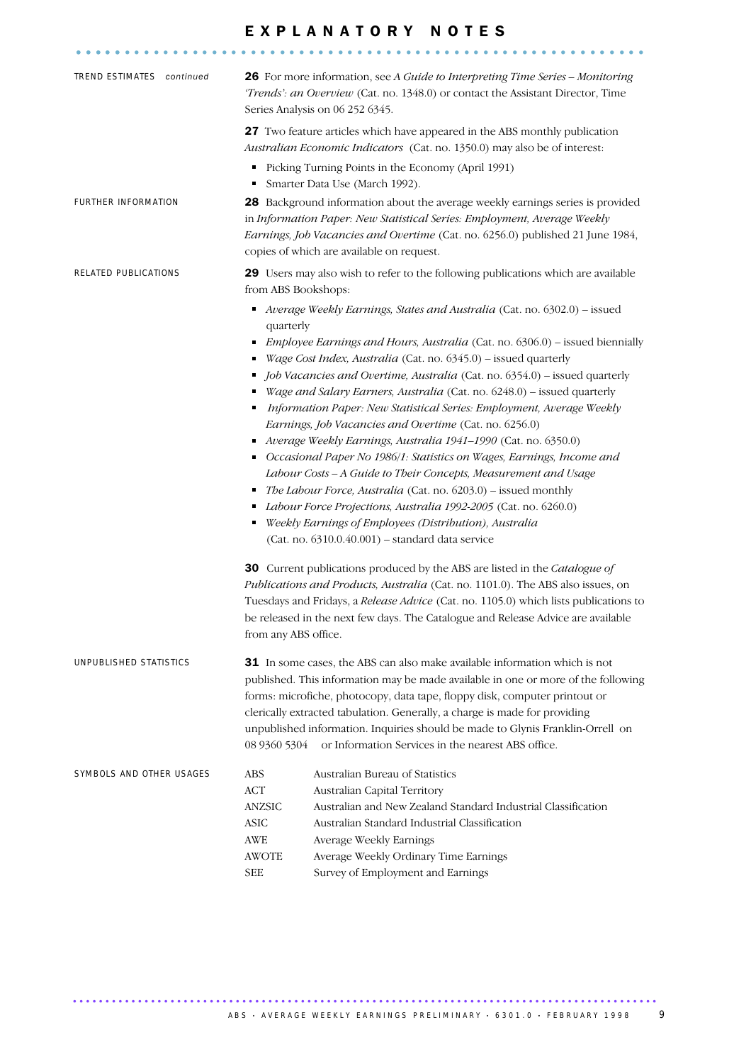# EXPLANATORY NOTES

**TREND ESTIMATES** *continued*

**26** For more information, see *A Guide to Interpreting Time Series – Monitoring 'Trends': an Overview* (Cat. no. 1348.0) or contact the Assistant Director, Time Series Analysis on 06 252 6345.

**27** Two feature articles which have appeared in the ABS monthly publication *Australian Economic Indicators* (Cat. no. 1350.0) may also be of interest:

- Picking Turning Points in the Economy (April 1991)
- Smarter Data Use (March 1992).

**FURTHER INFORMATION**

**28** Background information about the average weekly earnings series is provided in *Information Paper: New Statistical Series: Employment, Average Weekly Earnings, Job Vacancies and Overtime* (Cat. no. 6256.0) published 21 June 1984, copies of which are available on request.

**RELATED PUBLICATIONS**

**29** Users may also wish to refer to the following publications which are available from ABS Bookshops:

- *Average Weekly Earnings, States and Australia* (Cat. no. 6302.0) – issued quarterly
- *Employee Earnings and Hours, Australia* (Cat. no. 6306.0) – issued biennially
- *Wage Cost Index, Australia* (Cat. no. 6345.0) – issued quarterly
- *Job Vacancies and Overtime, Australia* (Cat. no. 6354.0) – issued quarterly
- *Wage and Salary Earners, Australia* (Cat. no. 6248.0) – issued quarterly
- *Information Paper: New Statistical Series: Employment, Average Weekly Earnings, Job Vacancies and Overtime* (Cat. no. 6256.0)
- *Average Weekly Earnings, Australia 1941–1990* (Cat. no. 6350.0)
- *Occasional Paper No 1986/1: Statistics on Wages, Earnings, Income and Labour Costs – A Guide to Their Concepts, Measurement and Usage*
- *The Labour Force, Australia* (Cat. no. 6203.0) – issued monthly
- *Labour Force Projections, Australia 1992-2005* (Cat. no. 6260.0)
- *Weekly Earnings of Employees (Distribution), Australia* (Cat. no. 6310.0.40.001) – standard data service

**30** Current publications produced by the ABS are listed in the *Catalogue of Publications and Products, Australia* (Cat. no. 1101.0). The ABS also issues, on Tuesdays and Fridays, a *Release Advice* (Cat. no. 1105.0) which lists publications to be released in the next few days. The Catalogue and Release Advice are available from any ABS office.

**UNPUBLISHED STATISTICS**

**31** In some cases, the ABS can also make available information which is not published. This information may be made available in one or more of the following forms: microfiche, photocopy, data tape, floppy disk, computer printout or clerically extracted tabulation. Generally, a charge is made for providing unpublished information. Inquiries should be made to Glynis Franklin-Orrell on 08 9360 5304 or Information Services in the nearest ABS office.

**SYMBOLS AND OTHER USAGES**

| | |
|---|---|
| ABS | Australian Bureau of Statistics |
| ACT | Australian Capital Territory |
| ANZSIC | Australian and New Zealand Standard Industrial Classification |
| ASIC | Australian Standard Industrial Classification |
| AWE | Average Weekly Earnings |
| AWOTE | Average Weekly Ordinary Time Earnings |
| SEE | Survey of Employment and Earnings |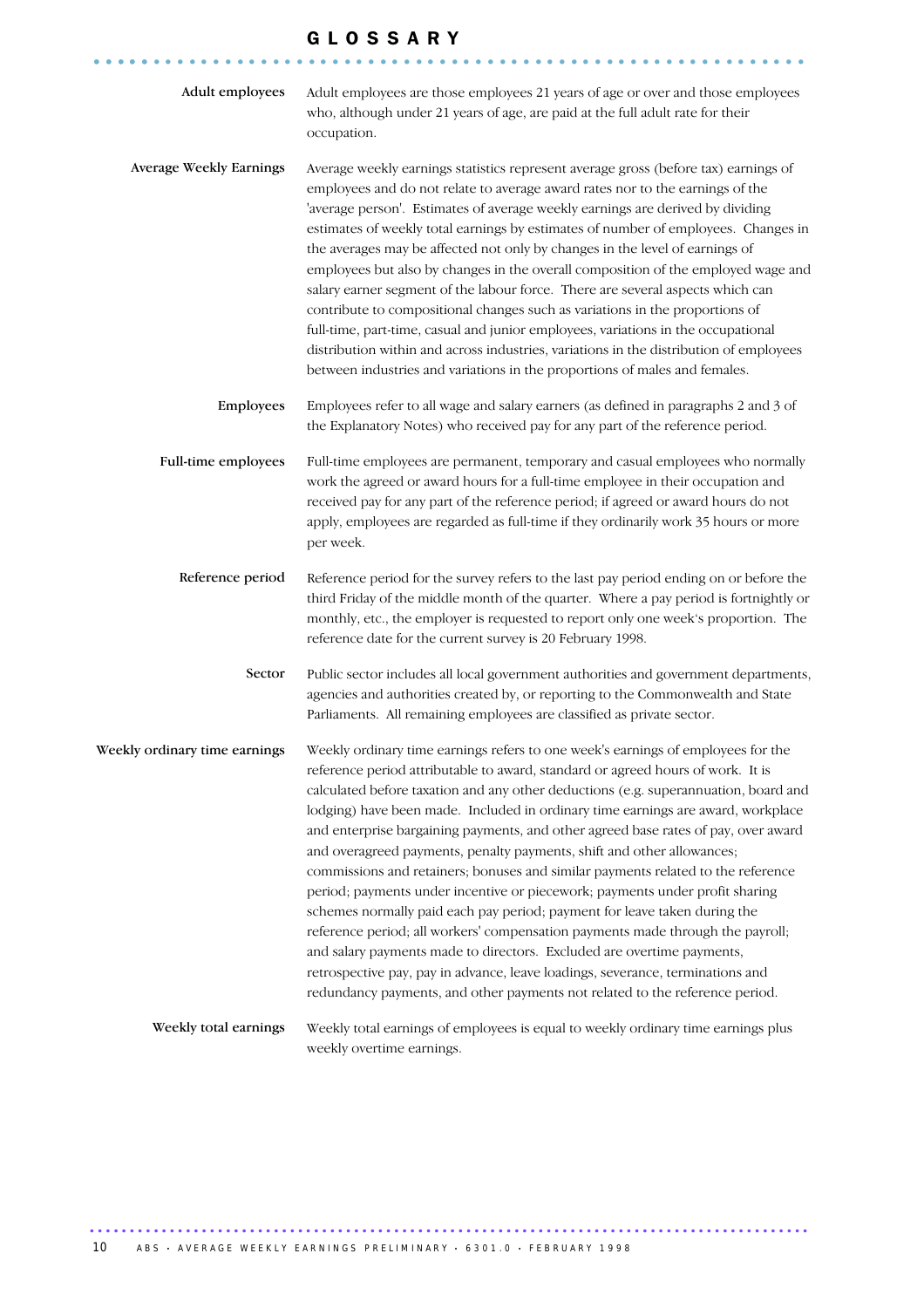# GLOSSARY

**Adult employees**

Adult employees are those employees 21 years of age or over and those employees who, although under 21 years of age, are paid at the full adult rate for their occupation.

**Average Weekly Earnings**

Average weekly earnings statistics represent average gross (before tax) earnings of employees and do not relate to average award rates nor to the earnings of the 'average person'. Estimates of average weekly earnings are derived by dividing estimates of weekly total earnings by estimates of number of employees. Changes in the averages may be affected not only by changes in the level of earnings of employees but also by changes in the overall composition of the employed wage and salary earner segment of the labour force. There are several aspects which can contribute to compositional changes such as variations in the proportions of full-time, part-time, casual and junior employees, variations in the occupational distribution within and across industries, variations in the distribution of employees between industries and variations in the proportions of males and females.

**Employees**

Employees refer to all wage and salary earners (as defined in paragraphs 2 and 3 of the Explanatory Notes) who received pay for any part of the reference period.

**Full-time employees**

Full-time employees are permanent, temporary and casual employees who normally work the agreed or award hours for a full-time employee in their occupation and received pay for any part of the reference period; if agreed or award hours do not apply, employees are regarded as full-time if they ordinarily work 35 hours or more per week.

**Reference period**

Reference period for the survey refers to the last pay period ending on or before the third Friday of the middle month of the quarter. Where a pay period is fortnightly or monthly, etc., the employer is requested to report only one week's proportion. The reference date for the current survey is 20 February 1998.

**Sector**

Public sector includes all local government authorities and government departments, agencies and authorities created by, or reporting to the Commonwealth and State Parliaments. All remaining employees are classified as private sector.

**Weekly ordinary time earnings**

Weekly ordinary time earnings refers to one week's earnings of employees for the reference period attributable to award, standard or agreed hours of work. It is calculated before taxation and any other deductions (e.g. superannuation, board and lodging) have been made. Included in ordinary time earnings are award, workplace and enterprise bargaining payments, and other agreed base rates of pay, over award and overagreed payments, penalty payments, shift and other allowances; commissions and retainers; bonuses and similar payments related to the reference period; payments under incentive or piecework; payments under profit sharing schemes normally paid each pay period; payment for leave taken during the reference period; all workers' compensation payments made through the payroll; and salary payments made to directors. Excluded are overtime payments, retrospective pay, pay in advance, leave loadings, severance, terminations and redundancy payments, and other payments not related to the reference period.

**Weekly total earnings**

Weekly total earnings of employees is equal to weekly ordinary time earnings plus weekly overtime earnings.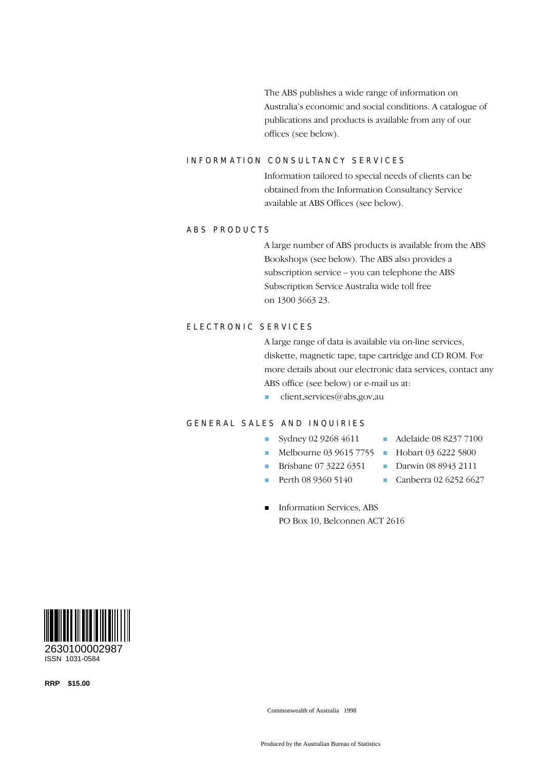The ABS publishes a wide range of information on Australia's economic and social conditions. A catalogue of publications and products is available from any of our offices (see below).

## INFORMATION CONSULTANCY SERVICES

Information tailored to special needs of clients can be obtained from the Information Consultancy Service available at ABS Offices (see below).

## ABS PRODUCTS

A large number of ABS products is available from the ABS Bookshops (see below). The ABS also provides a subscription service – you can telephone the ABS Subscription Service Australia wide toll free on 1300 3663 23.

## ELECTRONIC SERVICES

A large range of data is available via on-line services, diskette, magnetic tape, tape cartridge and CD ROM. For more details about our electronic data services, contact any ABS office (see below) or e-mail us at:

- client.services@abs.gov.au

## GENERAL SALES AND INQUIRIES

- Sydney 02 9268 4611
- Melbourne 03 9615 7755
- Brisbane 07 3222 6351
- Perth 08 9360 5140
- Adelaide 08 8237 7100
- Hobart 03 6222 5800
- Darwin 08 8943 2111
- Canberra 02 6252 6627

- Information Services, ABS
  PO Box 10, Belconnen ACT 2616

2630100002987
ISSN 1031-0584

**RRP $15.00**

Commonwealth of Australia 1998

Produced by the Australian Bureau of Statistics